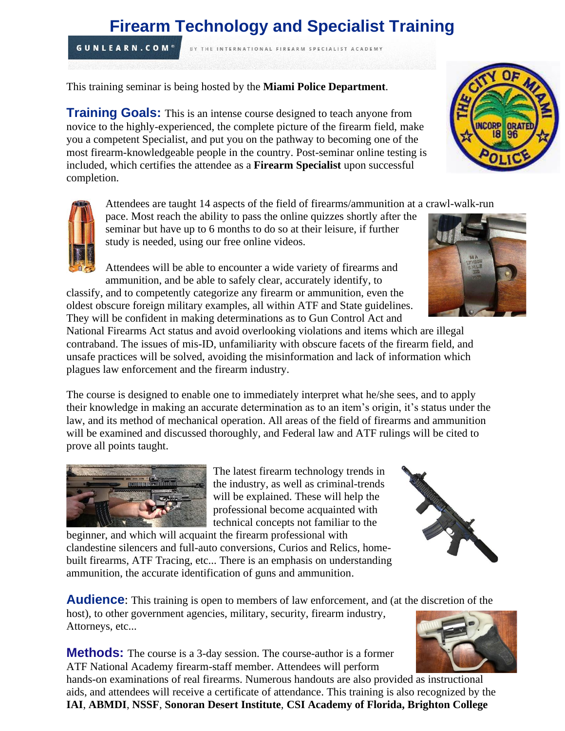# Firearm Technology and Specialist Training

GUNLEARN.COM® BY THE INTERNATIONAL FIREARM SPECIALIST ACADEMY

This training seminar is being hosted by the **Miami Police Department**.

**Training Goals:** This is an intense course designed to teach anyone from novice to the highly-experienced, the complete picture of the firearm field, make you a competent Specialist, and put you on the pathway to becoming one of the most firearm-knowledgeable people in the country. Post-seminar online testing is included, which certifies the attendee as a **Firearm Specialist** upon successful completion.

Attendees are taught 14 aspects of the field of firearms/ammunition at a crawl-walk-run pace. Most reach the ability to pass the online quizzes shortly after the seminar but have up to 6 months to do so at their leisure, if further study is needed, using our free online videos.

Attendees will be able to encounter a wide variety of firearms and ammunition, and be able to safely clear, accurately identify, to classify, and to competently categorize any firearm or ammunition, even the oldest obscure foreign military examples, all within ATF and State guidelines. They will be confident in making determinations as to Gun Control Act and National Firearms Act status and avoid overlooking violations and items which are illegal contraband. The issues of mis-ID, unfamiliarity with obscure facets of the firearm field, and unsafe practices will be solved, avoiding the misinformation and lack of information which plagues law enforcement and the firearm industry.

The course is designed to enable one to immediately interpret what he/she sees, and to apply their knowledge in making an accurate determination as to an item's origin, it's status under the law, and its method of mechanical operation. All areas of the field of firearms and ammunition will be examined and discussed thoroughly, and Federal law and ATF rulings will be cited to prove all points taught.

The latest firearm technology trends in the industry, as well as criminal-trends will be explained. These will help the professional become acquainted with technical concepts not familiar to the beginner, and which will acquaint the firearm professional with clandestine silencers and full-auto conversions, Curios and Relics, home-built firearms, ATF Tracing, etc... There is an emphasis on understanding ammunition, the accurate identification of guns and ammunition.

**Audience**: This training is open to members of law enforcement, and (at the discretion of the host), to other government agencies, military, security, firearm industry, Attorneys, etc...

**Methods:** The course is a 3-day session. The course-author is a former ATF National Academy firearm-staff member. Attendees will perform hands-on examinations of real firearms. Numerous handouts are also provided as instructional aids, and attendees will receive a certificate of attendance. This training is also recognized by the **IAI**, **ABMDI**, **NSSF**, **Sonoran Desert Institute**, **CSI Academy of Florida, Brighton College**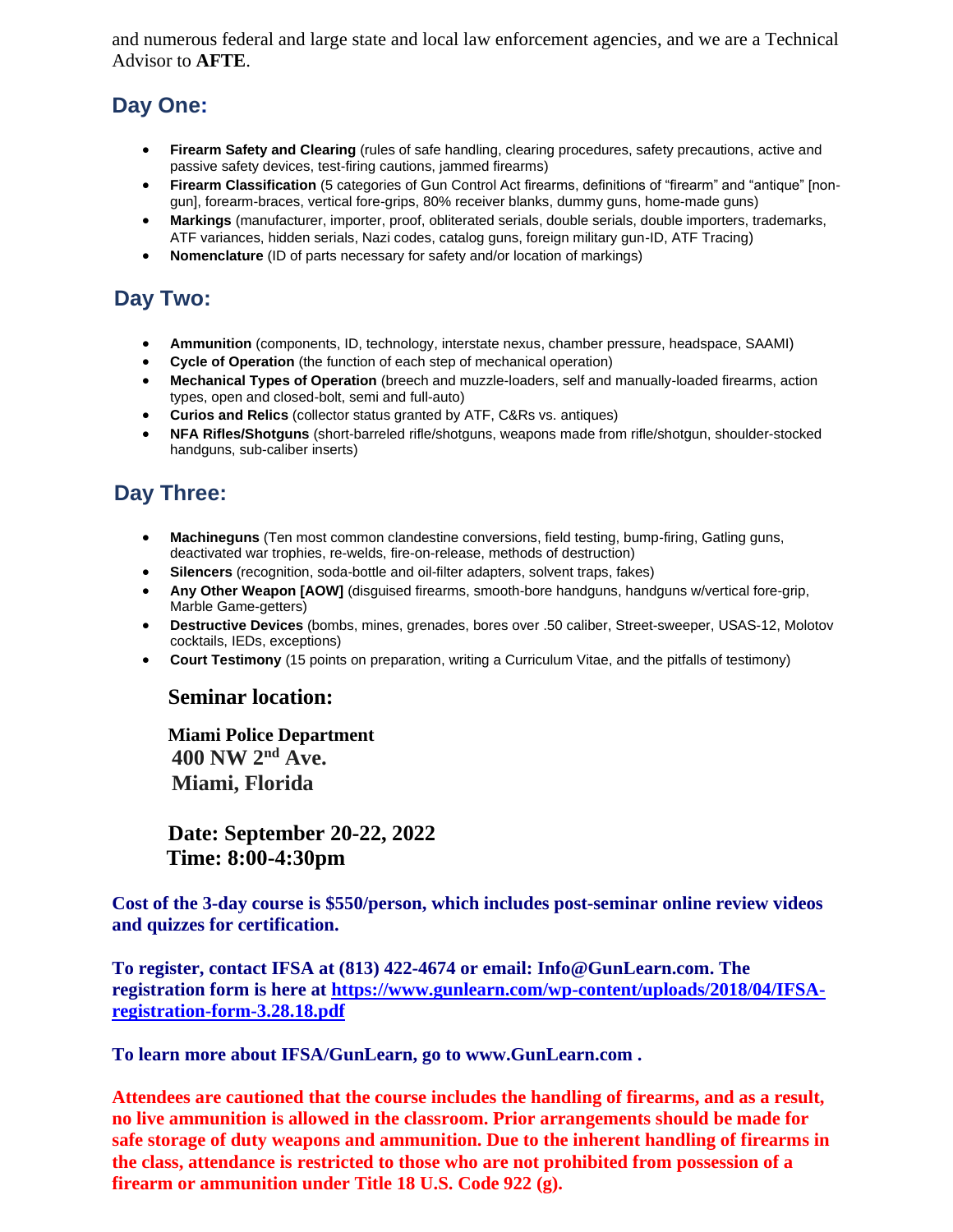and numerous federal and large state and local law enforcement agencies, and we are a Technical Advisor to **AFTE**.

## Day One:

- **Firearm Safety and Clearing** (rules of safe handling, clearing procedures, safety precautions, active and passive safety devices, test-firing cautions, jammed firearms)
- **Firearm Classification** (5 categories of Gun Control Act firearms, definitions of "firearm" and "antique" [non-gun], forearm-braces, vertical fore-grips, 80% receiver blanks, dummy guns, home-made guns)
- **Markings** (manufacturer, importer, proof, obliterated serials, double serials, double importers, trademarks, ATF variances, hidden serials, Nazi codes, catalog guns, foreign military gun-ID, ATF Tracing)
- **Nomenclature** (ID of parts necessary for safety and/or location of markings)

## Day Two:

- **Ammunition** (components, ID, technology, interstate nexus, chamber pressure, headspace, SAAMI)
- **Cycle of Operation** (the function of each step of mechanical operation)
- **Mechanical Types of Operation** (breech and muzzle-loaders, self and manually-loaded firearms, action types, open and closed-bolt, semi and full-auto)
- **Curios and Relics** (collector status granted by ATF, C&Rs vs. antiques)
- **NFA Rifles/Shotguns** (short-barreled rifle/shotguns, weapons made from rifle/shotgun, shoulder-stocked handguns, sub-caliber inserts)

## Day Three:

- **Machineguns** (Ten most common clandestine conversions, field testing, bump-firing, Gatling guns, deactivated war trophies, re-welds, fire-on-release, methods of destruction)
- **Silencers** (recognition, soda-bottle and oil-filter adapters, solvent traps, fakes)
- **Any Other Weapon [AOW]** (disguised firearms, smooth-bore handguns, handguns w/vertical fore-grip, Marble Game-getters)
- **Destructive Devices** (bombs, mines, grenades, bores over .50 caliber, Street-sweeper, USAS-12, Molotov cocktails, IEDs, exceptions)
- **Court Testimony** (15 points on preparation, writing a Curriculum Vitae, and the pitfalls of testimony)

**Seminar location:**

**Miami Police Department**
**400 NW 2nd Ave.**
**Miami, Florida**

**Date: September 20-22, 2022**
**Time: 8:00-4:30pm**

**Cost of the 3-day course is $550/person, which includes post-seminar online review videos and quizzes for certification.**

**To register, contact IFSA at (813) 422-4674 or email: Info@GunLearn.com. The registration form is here at https://www.gunlearn.com/wp-content/uploads/2018/04/IFSA-registration-form-3.28.18.pdf**

**To learn more about IFSA/GunLearn, go to www.GunLearn.com .**

**Attendees are cautioned that the course includes the handling of firearms, and as a result, no live ammunition is allowed in the classroom. Prior arrangements should be made for safe storage of duty weapons and ammunition. Due to the inherent handling of firearms in the class, attendance is restricted to those who are not prohibited from possession of a firearm or ammunition under Title 18 U.S. Code 922 (g).**